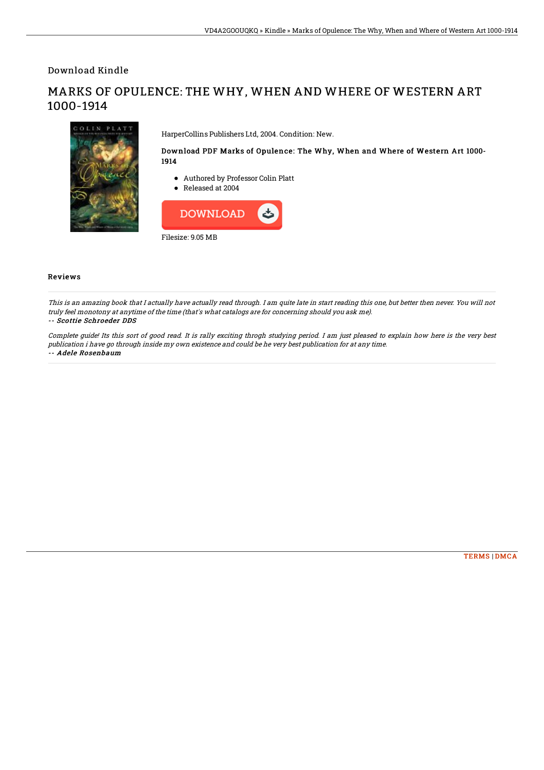Download Kindle

# MARKS OF OPULENCE: THE WHY, WHEN AND WHERE OF WESTERN ART 1000-1914

HarperCollins Publishers Ltd, 2004. Condition: New.

### Download PDF Marks of Opulence: The Why, When and Where of Western Art 1000-1914

- Authored by Professor Colin Platt
- Released at 2004

DOWNLOAD

Filesize: 9.05 MB

## Reviews

*This is an amazing book that I actually have actually read through. I am quite late in start reading this one, but better then never. You will not truly feel monotony at anytime of the time (that's what catalogs are for concerning should you ask me).*

*-- Scottie Schroeder DDS*

*Complete guide! Its this sort of good read. It is rally exciting throgh studying period. I am just pleased to explain how here is the very best publication i have go through inside my own existence and could be he very best publication for at any time.*

*-- Adele Rosenbaum*

TERMS | DMCA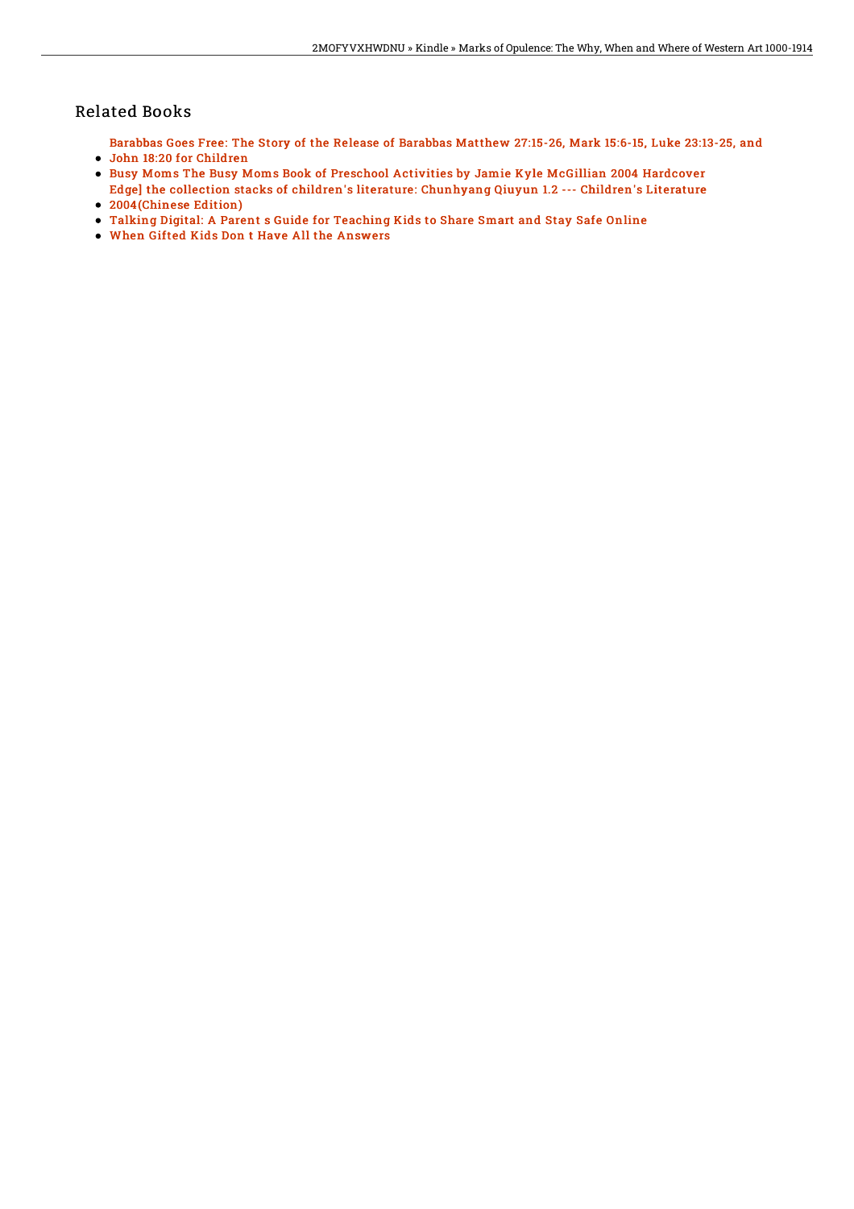## Related Books

- Barabbas Goes Free: The Story of the Release of Barabbas Matthew 27:15-26, Mark 15:6-15, Luke 23:13-25, and John 18:20 for Children
- Busy Moms The Busy Moms Book of Preschool Activities by Jamie Kyle McGillian 2004 Hardcover
- Edge] the collection stacks of children's literature: Chunhyang Qiuyun 1.2 --- Children's Literature 2004(Chinese Edition)
- Talking Digital: A Parent s Guide for Teaching Kids to Share Smart and Stay Safe Online
- When Gifted Kids Don t Have All the Answers